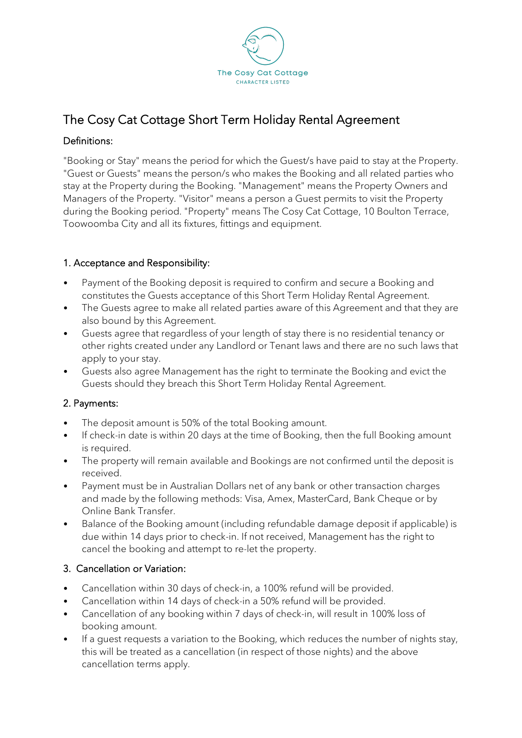The Cosy Cat Cottage

CHARACTER LISTED

# The Cosy Cat Cottage Short Term Holiday Rental Agreement

## Definitions:

"Booking or Stay" means the period for which the Guest/s have paid to stay at the Property. "Guest or Guests" means the person/s who makes the Booking and all related parties who stay at the Property during the Booking. "Management" means the Property Owners and Managers of the Property. "Visitor" means a person a Guest permits to visit the Property during the Booking period. "Property" means The Cosy Cat Cottage, 10 Boulton Terrace, Toowoomba City and all its fixtures, fittings and equipment.

## 1. Acceptance and Responsibility:

- Payment of the Booking deposit is required to confirm and secure a Booking and constitutes the Guests acceptance of this Short Term Holiday Rental Agreement.
- The Guests agree to make all related parties aware of this Agreement and that they are also bound by this Agreement.
- Guests agree that regardless of your length of stay there is no residential tenancy or other rights created under any Landlord or Tenant laws and there are no such laws that apply to your stay.
- Guests also agree Management has the right to terminate the Booking and evict the Guests should they breach this Short Term Holiday Rental Agreement.

## 2. Payments:

- The deposit amount is 50% of the total Booking amount.
- If check-in date is within 20 days at the time of Booking, then the full Booking amount is required.
- The property will remain available and Bookings are not confirmed until the deposit is received.
- Payment must be in Australian Dollars net of any bank or other transaction charges and made by the following methods: Visa, Amex, MasterCard, Bank Cheque or by Online Bank Transfer.
- Balance of the Booking amount (including refundable damage deposit if applicable) is due within 14 days prior to check-in. If not received, Management has the right to cancel the booking and attempt to re-let the property.

## 3. Cancellation or Variation:

- Cancellation within 30 days of check-in, a 100% refund will be provided.
- Cancellation within 14 days of check-in a 50% refund will be provided.
- Cancellation of any booking within 7 days of check-in, will result in 100% loss of booking amount.
- If a guest requests a variation to the Booking, which reduces the number of nights stay, this will be treated as a cancellation (in respect of those nights) and the above cancellation terms apply.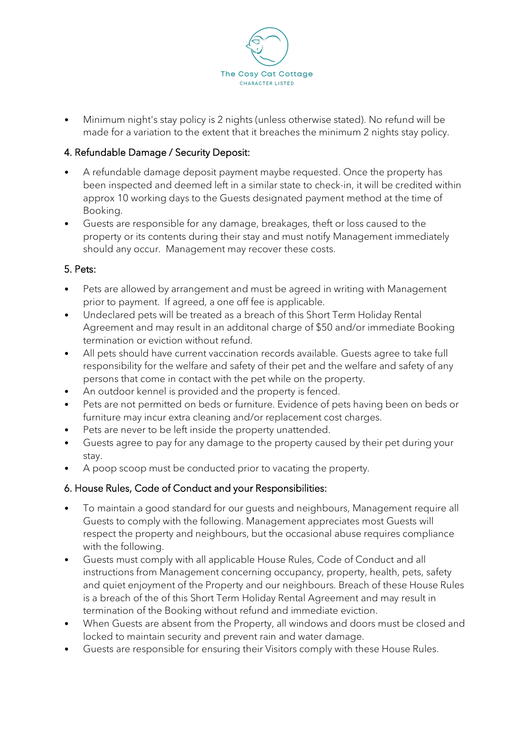- Minimum night's stay policy is 2 nights (unless otherwise stated). No refund will be made for a variation to the extent that it breaches the minimum 2 nights stay policy.

## 4. Refundable Damage / Security Deposit:

- A refundable damage deposit payment maybe requested. Once the property has been inspected and deemed left in a similar state to check-in, it will be credited within approx 10 working days to the Guests designated payment method at the time of Booking.
- Guests are responsible for any damage, breakages, theft or loss caused to the property or its contents during their stay and must notify Management immediately should any occur. Management may recover these costs.

## 5. Pets:

- Pets are allowed by arrangement and must be agreed in writing with Management prior to payment. If agreed, a one off fee is applicable.
- Undeclared pets will be treated as a breach of this Short Term Holiday Rental Agreement and may result in an additonal charge of $50 and/or immediate Booking termination or eviction without refund.
- All pets should have current vaccination records available. Guests agree to take full responsibility for the welfare and safety of their pet and the welfare and safety of any persons that come in contact with the pet while on the property.
- An outdoor kennel is provided and the property is fenced.
- Pets are not permitted on beds or furniture. Evidence of pets having been on beds or furniture may incur extra cleaning and/or replacement cost charges.
- Pets are never to be left inside the property unattended.
- Guests agree to pay for any damage to the property caused by their pet during your stay.
- A poop scoop must be conducted prior to vacating the property.

## 6. House Rules, Code of Conduct and your Responsibilities:

- To maintain a good standard for our guests and neighbours, Management require all Guests to comply with the following. Management appreciates most Guests will respect the property and neighbours, but the occasional abuse requires compliance with the following.
- Guests must comply with all applicable House Rules, Code of Conduct and all instructions from Management concerning occupancy, property, health, pets, safety and quiet enjoyment of the Property and our neighbours. Breach of these House Rules is a breach of the of this Short Term Holiday Rental Agreement and may result in termination of the Booking without refund and immediate eviction.
- When Guests are absent from the Property, all windows and doors must be closed and locked to maintain security and prevent rain and water damage.
- Guests are responsible for ensuring their Visitors comply with these House Rules.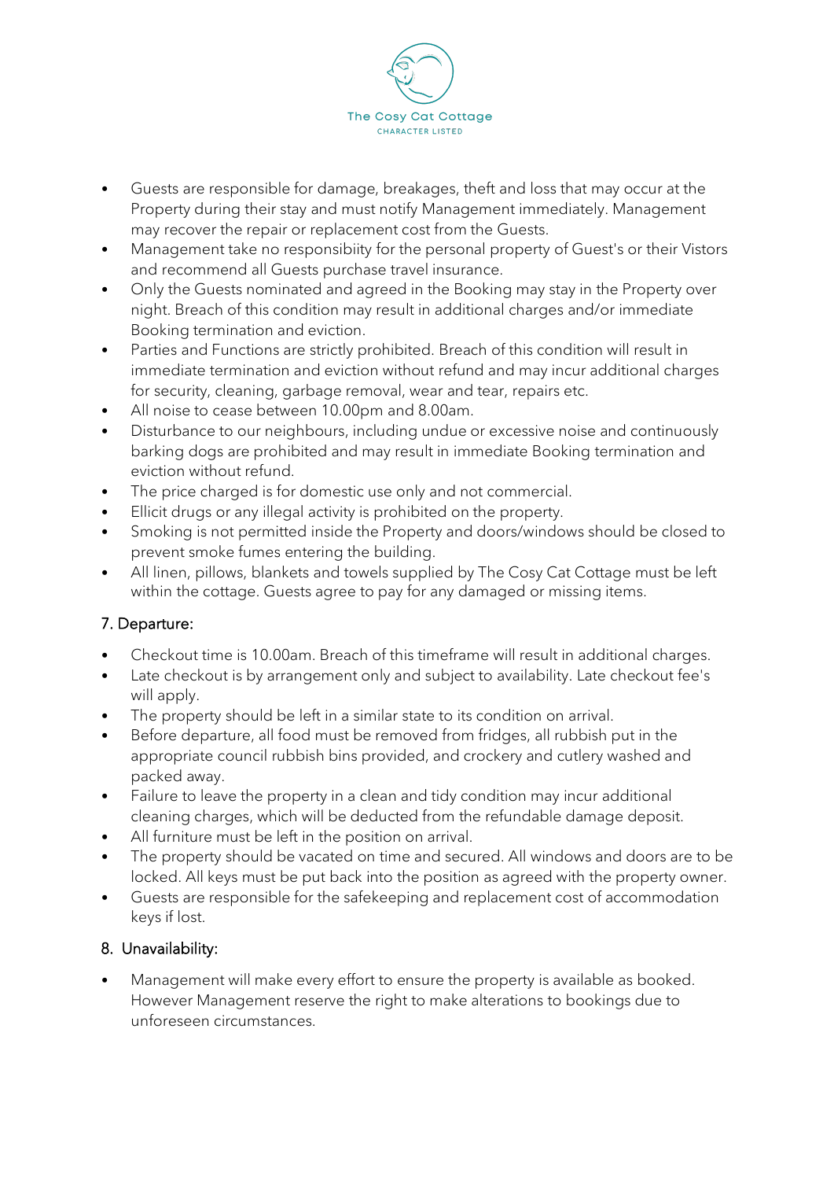- Guests are responsible for damage, breakages, theft and loss that may occur at the Property during their stay and must notify Management immediately. Management may recover the repair or replacement cost from the Guests.
- Management take no responsibiity for the personal property of Guest's or their Vistors and recommend all Guests purchase travel insurance.
- Only the Guests nominated and agreed in the Booking may stay in the Property over night. Breach of this condition may result in additional charges and/or immediate Booking termination and eviction.
- Parties and Functions are strictly prohibited. Breach of this condition will result in immediate termination and eviction without refund and may incur additional charges for security, cleaning, garbage removal, wear and tear, repairs etc.
- All noise to cease between 10.00pm and 8.00am.
- Disturbance to our neighbours, including undue or excessive noise and continuously barking dogs are prohibited and may result in immediate Booking termination and eviction without refund.
- The price charged is for domestic use only and not commercial.
- Ellicit drugs or any illegal activity is prohibited on the property.
- Smoking is not permitted inside the Property and doors/windows should be closed to prevent smoke fumes entering the building.
- All linen, pillows, blankets and towels supplied by The Cosy Cat Cottage must be left within the cottage. Guests agree to pay for any damaged or missing items.

## 7. Departure:

- Checkout time is 10.00am. Breach of this timeframe will result in additional charges.
- Late checkout is by arrangement only and subject to availability. Late checkout fee's will apply.
- The property should be left in a similar state to its condition on arrival.
- Before departure, all food must be removed from fridges, all rubbish put in the appropriate council rubbish bins provided, and crockery and cutlery washed and packed away.
- Failure to leave the property in a clean and tidy condition may incur additional cleaning charges, which will be deducted from the refundable damage deposit.
- All furniture must be left in the position on arrival.
- The property should be vacated on time and secured. All windows and doors are to be locked. All keys must be put back into the position as agreed with the property owner.
- Guests are responsible for the safekeeping and replacement cost of accommodation keys if lost.

## 8. Unavailability:

- Management will make every effort to ensure the property is available as booked. However Management reserve the right to make alterations to bookings due to unforeseen circumstances.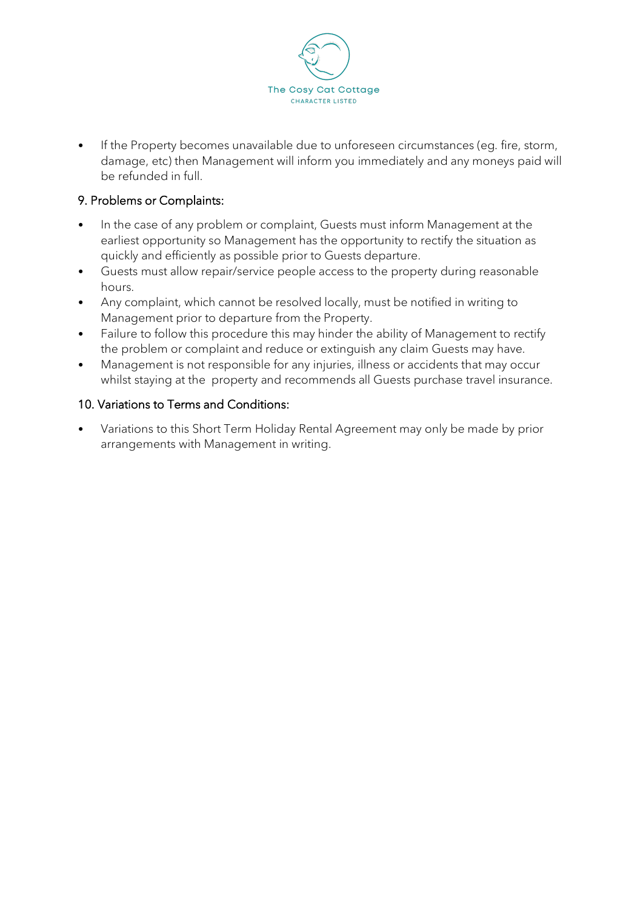- If the Property becomes unavailable due to unforeseen circumstances (eg. fire, storm, damage, etc) then Management will inform you immediately and any moneys paid will be refunded in full.

## 9. Problems or Complaints:

- In the case of any problem or complaint, Guests must inform Management at the earliest opportunity so Management has the opportunity to rectify the situation as quickly and efficiently as possible prior to Guests departure.
- Guests must allow repair/service people access to the property during reasonable hours.
- Any complaint, which cannot be resolved locally, must be notified in writing to Management prior to departure from the Property.
- Failure to follow this procedure this may hinder the ability of Management to rectify the problem or complaint and reduce or extinguish any claim Guests may have.
- Management is not responsible for any injuries, illness or accidents that may occur whilst staying at the property and recommends all Guests purchase travel insurance.

## 10. Variations to Terms and Conditions:

- Variations to this Short Term Holiday Rental Agreement may only be made by prior arrangements with Management in writing.